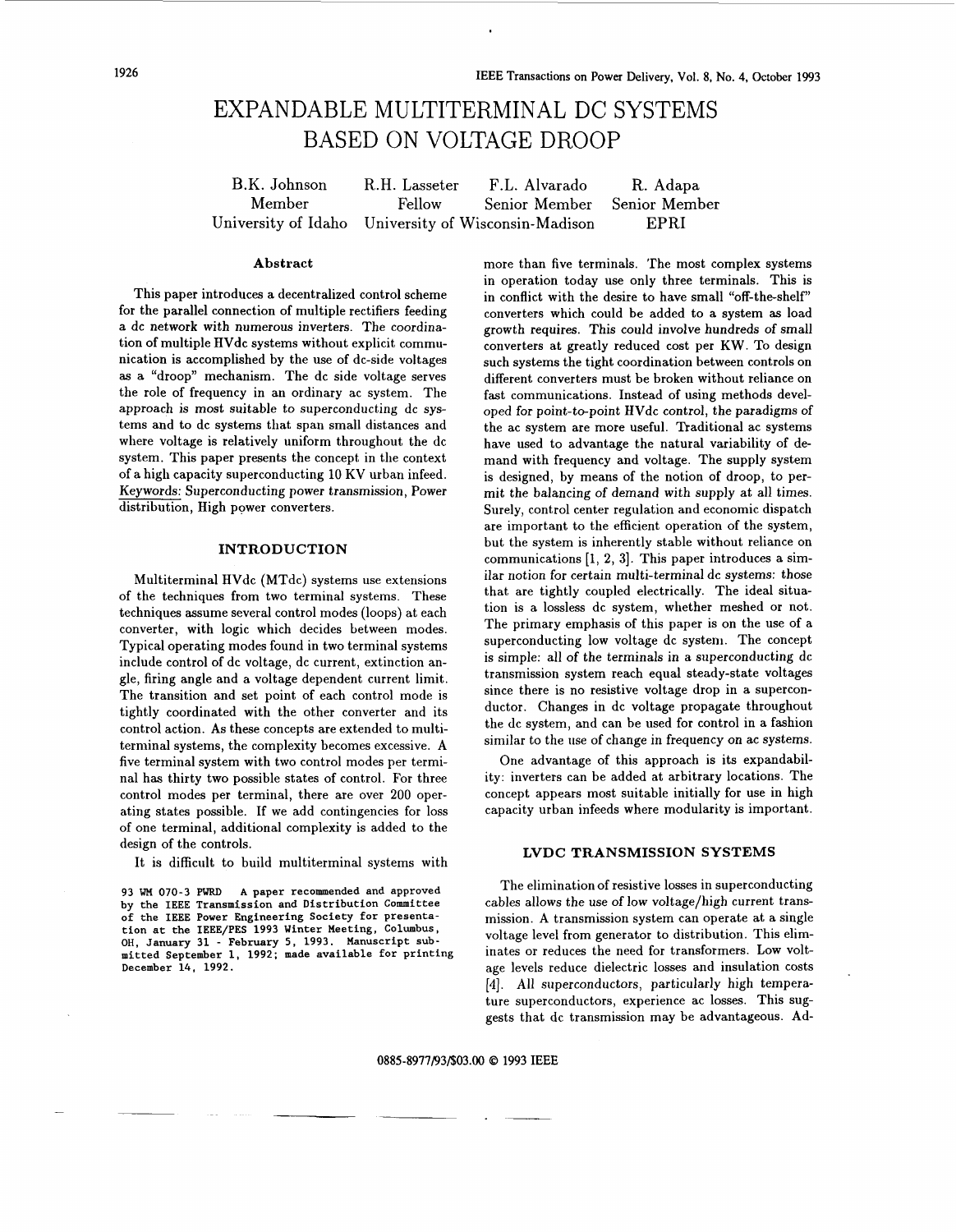# EXPANDABLE MULTITERMINAL DC SYSTEMS BASED ON VOLTAGE DROOP

B.K. Johnson, Member, University of Idaho
R.H. Lasseter, Fellow, University of Wisconsin-Madison
F.L. Alvarado, Senior Member, University of Wisconsin-Madison
R. Adapa, Senior Member, EPRI

## Abstract

This paper introduces a decentralized control scheme for the parallel connection of multiple rectifiers feeding a dc network with numerous inverters. The coordination of multiple HVdc systems without explicit communication is accomplished by the use of dc-side voltages as a "droop" mechanism. The dc side voltage serves the role of frequency in an ordinary ac system. The approach is most suitable to superconducting dc systems and to dc systems that span small distances and where voltage is relatively uniform throughout the dc system. This paper presents the concept in the context of a high capacity superconducting 10 KV urban infeed.

Keywords: Superconducting power transmission, Power distribution, High power converters.

## INTRODUCTION

Multiterminal HVdc (MTdc) systems use extensions of the techniques from two terminal systems. These techniques assume several control modes (loops) at each converter, with logic which decides between modes. Typical operating modes found in two terminal systems include control of dc voltage, dc current, extinction angle, firing angle and a voltage dependent current limit. The transition and set point of each control mode is tightly coordinated with the other converter and its control action. As these concepts are extended to multiterminal systems, the complexity becomes excessive. A five terminal system with two control modes per terminal has thirty two possible states of control. For three control modes per terminal, there are over 200 operating states possible. If we add contingencies for loss of one terminal, additional complexity is added to the design of the controls.

It is difficult to build multiterminal systems with more than five terminals. The most complex systems in operation today use only three terminals. This is in conflict with the desire to have small "off-the-shelf" converters which could be added to a system as load growth requires. This could involve hundreds of small converters at greatly reduced cost per KW. To design such systems the tight coordination between controls on different converters must be broken without reliance on fast communications. Instead of using methods developed for point-to-point HVdc control, the paradigms of the ac system are more useful. Traditional ac systems have used to advantage the natural variability of demand with frequency and voltage. The supply system is designed, by means of the notion of droop, to permit the balancing of demand with supply at all times. Surely, control center regulation and economic dispatch are important to the efficient operation of the system, but the system is inherently stable without reliance on communications [1, 2, 3]. This paper introduces a similar notion for certain multi-terminal dc systems: those that are tightly coupled electrically. The ideal situation is a lossless dc system, whether meshed or not. The primary emphasis of this paper is on the use of a superconducting low voltage dc system. The concept is simple: all of the terminals in a superconducting dc transmission system reach equal steady-state voltages since there is no resistive voltage drop in a superconductor. Changes in dc voltage propagate throughout the dc system, and can be used for control in a fashion similar to the use of change in frequency on ac systems.

One advantage of this approach is its expandability: inverters can be added at arbitrary locations. The concept appears most suitable initially for use in high capacity urban infeeds where modularity is important.

## LVDC TRANSMISSION SYSTEMS

The elimination of resistive losses in superconducting cables allows the use of low voltage/high current transmission. A transmission system can operate at a single voltage level from generator to distribution. This eliminates or reduces the need for transformers. Low voltage levels reduce dielectric losses and insulation costs [4]. All superconductors, particularly high temperature superconductors, experience ac losses. This suggests that dc transmission may be advantageous. Ad-

93 WM 070-3 PWRD A paper recommended and approved by the IEEE Transmission and Distribution Committee of the IEEE Power Engineering Society for presentation at the IEEE/PES 1993 Winter Meeting, Columbus, OH, January 31 - February 5, 1993. Manuscript submitted September 1, 1992; made available for printing December 14, 1992.

0885-8977/93/$03.00 © 1993 IEEE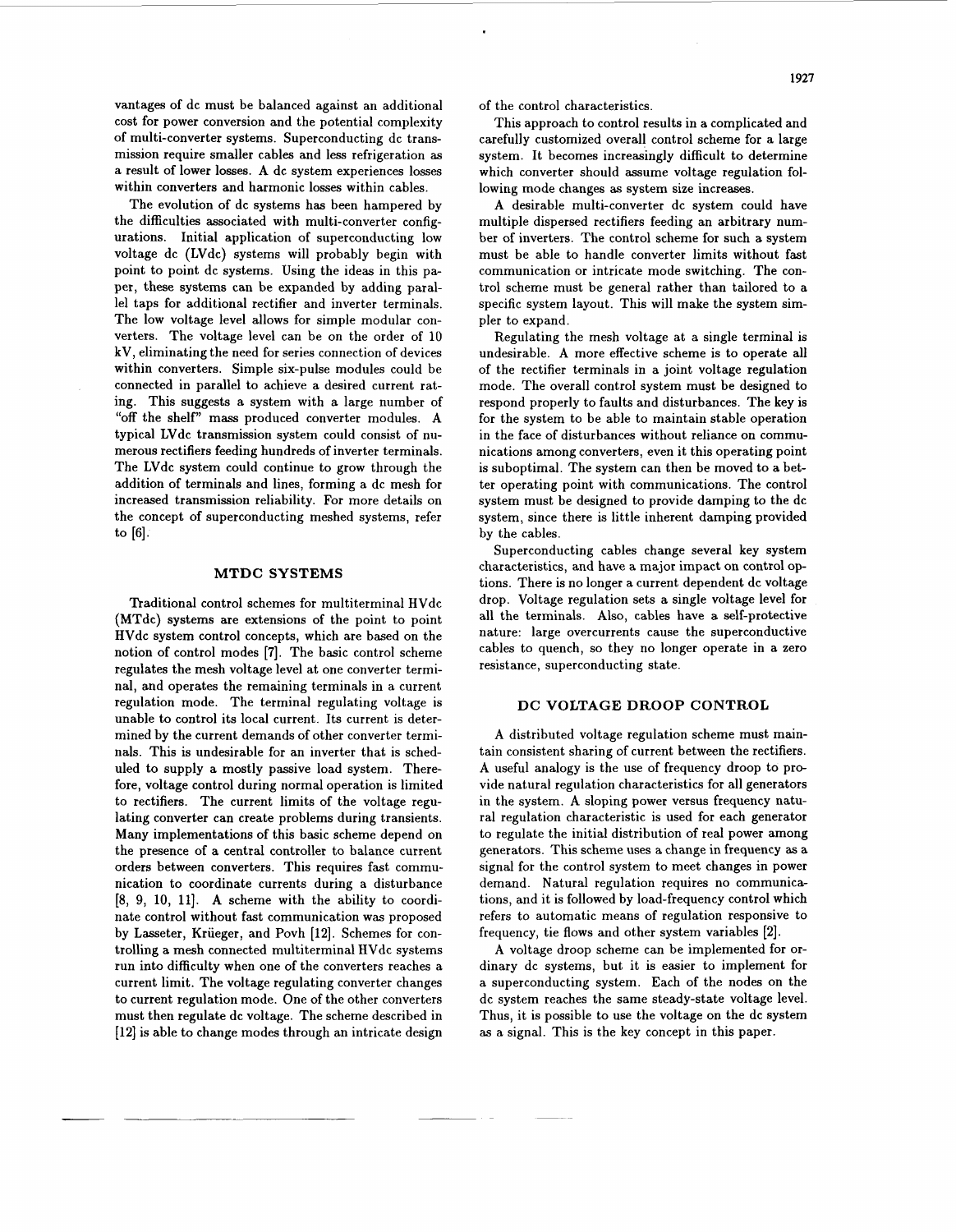vantages of dc must be balanced against an additional cost for power conversion and the potential complexity of multi-converter systems. Superconducting dc transmission require smaller cables and less refrigeration as a result of lower losses. A dc system experiences losses within converters and harmonic losses within cables.

The evolution of dc systems has been hampered by the difficulties associated with multi-converter configurations. Initial application of superconducting low voltage dc (LVdc) systems will probably begin with point to point dc systems. Using the ideas in this paper, these systems can be expanded by adding parallel taps for additional rectifier and inverter terminals. The low voltage level allows for simple modular converters. The voltage level can be on the order of 10 kV, eliminating the need for series connection of devices within converters. Simple six-pulse modules could be connected in parallel to achieve a desired current rating. This suggests a system with a large number of "off the shelf" mass produced converter modules. A typical LVdc transmission system could consist of numerous rectifiers feeding hundreds of inverter terminals. The LVdc system could continue to grow through the addition of terminals and lines, forming a dc mesh for increased transmission reliability. For more details on the concept of superconducting meshed systems, refer to [6].

## MTDC SYSTEMS

Traditional control schemes for multiterminal HVdc (MTdc) systems are extensions of the point to point HVdc system control concepts, which are based on the notion of control modes [7]. The basic control scheme regulates the mesh voltage level at one converter terminal, and operates the remaining terminals in a current regulation mode. The terminal regulating voltage is unable to control its local current. Its current is determined by the current demands of other converter terminals. This is undesirable for an inverter that is scheduled to supply a mostly passive load system. Therefore, voltage control during normal operation is limited to rectifiers. The current limits of the voltage regulating converter can create problems during transients. Many implementations of this basic scheme depend on the presence of a central controller to balance current orders between converters. This requires fast communication to coordinate currents during a disturbance [8, 9, 10, 11]. A scheme with the ability to coordinate control without fast communication was proposed by Lasseter, Krüeger, and Povh [12]. Schemes for controlling a mesh connected multiterminal HVdc systems run into difficulty when one of the converters reaches a current limit. The voltage regulating converter changes to current regulation mode. One of the other converters must then regulate dc voltage. The scheme described in [12] is able to change modes through an intricate design of the control characteristics.

This approach to control results in a complicated and carefully customized overall control scheme for a large system. It becomes increasingly difficult to determine which converter should assume voltage regulation following mode changes as system size increases.

A desirable multi-converter dc system could have multiple dispersed rectifiers feeding an arbitrary number of inverters. The control scheme for such a system must be able to handle converter limits without fast communication or intricate mode switching. The control scheme must be general rather than tailored to a specific system layout. This will make the system simpler to expand.

Regulating the mesh voltage at a single terminal is undesirable. A more effective scheme is to operate all of the rectifier terminals in a joint voltage regulation mode. The overall control system must be designed to respond properly to faults and disturbances. The key is for the system to be able to maintain stable operation in the face of disturbances without reliance on communications among converters, even it this operating point is suboptimal. The system can then be moved to a better operating point with communications. The control system must be designed to provide damping to the dc system, since there is little inherent damping provided by the cables.

Superconducting cables change several key system characteristics, and have a major impact on control options. There is no longer a current dependent dc voltage drop. Voltage regulation sets a single voltage level for all the terminals. Also, cables have a self-protective nature: large overcurrents cause the superconductive cables to quench, so they no longer operate in a zero resistance, superconducting state.

## DC VOLTAGE DROOP CONTROL

A distributed voltage regulation scheme must maintain consistent sharing of current between the rectifiers. A useful analogy is the use of frequency droop to provide natural regulation characteristics for all generators in the system. A sloping power versus frequency natural regulation characteristic is used for each generator to regulate the initial distribution of real power among generators. This scheme uses a change in frequency as a signal for the control system to meet changes in power demand. Natural regulation requires no communications, and it is followed by load-frequency control which refers to automatic means of regulation responsive to frequency, tie flows and other system variables [2].

A voltage droop scheme can be implemented for ordinary dc systems, but it is easier to implement for a superconducting system. Each of the nodes on the dc system reaches the same steady-state voltage level. Thus, it is possible to use the voltage on the dc system as a signal. This is the key concept in this paper.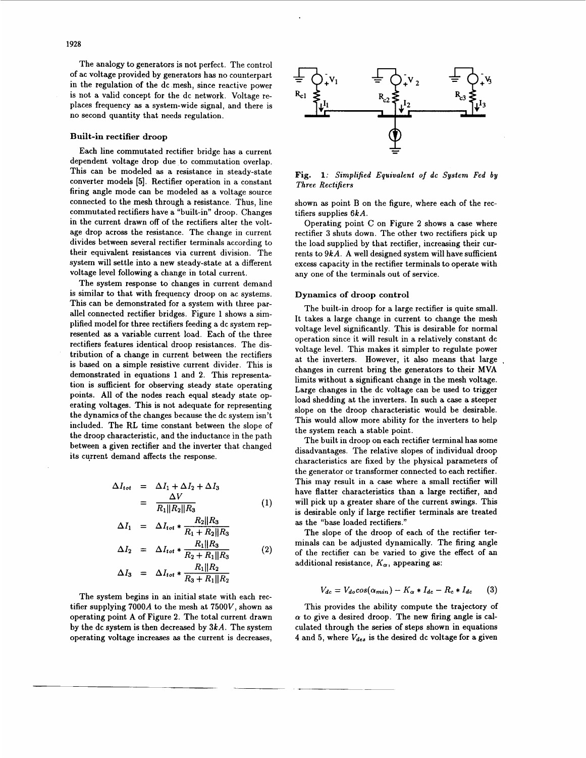The analogy to generators is not perfect. The control of ac voltage provided by generators has no counterpart in the regulation of the dc mesh, since reactive power is not a valid concept for the dc network. Voltage replaces frequency as a system-wide signal, and there is no second quantity that needs regulation.

### Built-in rectifier droop

Each line commutated rectifier bridge has a current dependent voltage drop due to commutation overlap. This can be modeled as a resistance in steady-state converter models [5]. Rectifier operation in a constant firing angle mode can be modeled as a voltage source connected to the mesh through a resistance. Thus, line commutated rectifiers have a "built-in" droop. Changes in the current drawn off of the rectifiers alter the voltage drop across the resistance. The change in current divides between several rectifier terminals according to their equivalent resistances via current division. The system will settle into a new steady-state at a different voltage level following a change in total current.

The system response to changes in current demand is similar to that with frequency droop on ac systems. This can be demonstrated for a system with three parallel connected rectifier bridges. Figure 1 shows a simplified model for three rectifiers feeding a dc system represented as a variable current load. Each of the three rectifiers features identical droop resistances. The distribution of a change in current between the rectifiers is based on a simple resistive current divider. This is demonstrated in equations 1 and 2. This representation is sufficient for observing steady state operating points. All of the nodes reach equal steady state operating voltages. This is not adequate for representing the dynamics of the changes because the dc system isn't included. The RL time constant between the slope of the droop characteristic, and the inductance in the path between a given rectifier and the inverter that changed its current demand affects the response.

$$\begin{aligned} \Delta I_{tot} &= \Delta I_1 + \Delta I_2 + \Delta I_3 \\ &= \frac{\Delta V}{R_1 \| R_2 \| R_3} \end{aligned} \tag{1}$$

$$\begin{aligned} \Delta I_1 &= \Delta I_{tot} * \frac{R_2 \| R_3}{R_1 + R_2 \| R_3} \\ \Delta I_2 &= \Delta I_{tot} * \frac{R_1 \| R_3}{R_2 + R_1 \| R_3} \\ \Delta I_3 &= \Delta I_{tot} * \frac{R_1 \| R_2}{R_3 + R_1 \| R_2} \end{aligned} \tag{2}$$

The system begins in an initial state with each rectifier supplying $7000A$ to the mesh at $7500V$, shown as operating point A of Figure 2. The total current drawn by the dc system is then decreased by $3kA$. The system operating voltage increases as the current is decreases, shown as point B on the figure, where each of the rectifiers supplies $6kA$.

Operating point C on Figure 2 shows a case where rectifier 3 shuts down. The other two rectifiers pick up the load supplied by that rectifier, increasing their currents to $9kA$. A well designed system will have sufficient excess capacity in the rectifier terminals to operate with any one of the terminals out of service.

**Fig. 1:** *Simplified Equivalent of dc System Fed by Three Rectifiers*

### Dynamics of droop control

The built-in droop for a large rectifier is quite small. It takes a large change in current to change the mesh voltage level significantly. This is desirable for normal operation since it will result in a relatively constant dc voltage level. This makes it simpler to regulate power at the inverters. However, it also means that large changes in current bring the generators to their MVA limits without a significant change in the mesh voltage. Large changes in the dc voltage can be used to trigger load shedding at the inverters. In such a case a steeper slope on the droop characteristic would be desirable. This would allow more ability for the inverters to help the system reach a stable point.

The built in droop on each rectifier terminal has some disadvantages. The relative slopes of individual droop characteristics are fixed by the physical parameters of the generator or transformer connected to each rectifier. This may result in a case where a small rectifier will have flatter characteristics than a large rectifier, and will pick up a greater share of the current swings. This is desirable only if large rectifier terminals are treated as the "base loaded rectifiers."

The slope of the droop of each of the rectifier terminals can be adjusted dynamically. The firing angle of the rectifier can be varied to give the effect of an additional resistance, $K_\alpha$, appearing as:

$$V_{dc} = V_{do} cos(\alpha_{min}) - K_\alpha * I_{dc} - R_c * I_{dc} \tag{3}$$

This provides the ability compute the trajectory of $\alpha$ to give a desired droop. The new firing angle is calculated through the series of steps shown in equations 4 and 5, where $V_{des}$ is the desired dc voltage for a given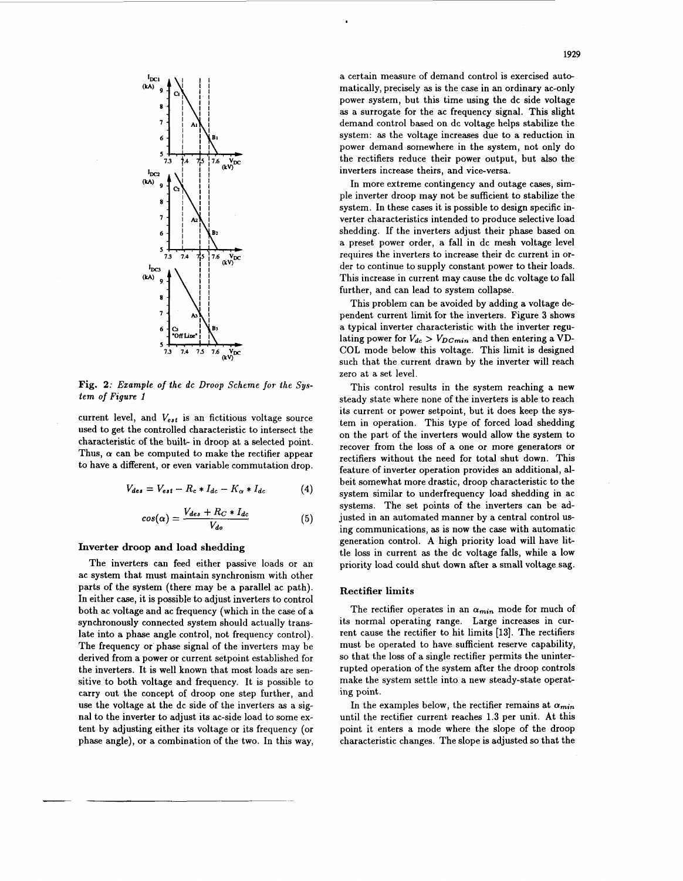**Fig. 2**: *Example of the dc Droop Scheme for the System of Figure 1*

current level, and $V_{est}$ is an fictitious voltage source used to get the controlled characteristic to intersect the characteristic of the built- in droop at a selected point. Thus, $\alpha$ can be computed to make the rectifier appear to have a different, or even variable commutation drop.

$$V_{des} = V_{est} - R_c * I_{dc} - K_\alpha * I_{dc} \tag{4}$$

$$cos(\alpha) = \frac{V_{des} + R_C * I_{dc}}{V_{do}} \tag{5}$$

### Inverter droop and load shedding

The inverters can feed either passive loads or an ac system that must maintain synchronism with other parts of the system (there may be a parallel ac path). In either case, it is possible to adjust inverters to control both ac voltage and ac frequency (which in the case of a synchronously connected system should actually translate into a phase angle control, not frequency control). The frequency or phase signal of the inverters may be derived from a power or current setpoint established for the inverters. It is well known that most loads are sensitive to both voltage and frequency. It is possible to carry out the concept of droop one step further, and use the voltage at the dc side of the inverters as a signal to the inverter to adjust its ac-side load to some extent by adjusting either its voltage or its frequency (or phase angle), or a combination of the two. In this way, a certain measure of demand control is exercised automatically, precisely as is the case in an ordinary ac-only power system, but this time using the dc side voltage as a surrogate for the ac frequency signal. This slight demand control based on dc voltage helps stabilize the system: as the voltage increases due to a reduction in power demand somewhere in the system, not only do the rectifiers reduce their power output, but also the inverters increase theirs, and vice-versa.

In more extreme contingency and outage cases, simple inverter droop may not be sufficient to stabilize the system. In these cases it is possible to design specific inverter characteristics intended to produce selective load shedding. If the inverters adjust their phase based on a preset power order, a fall in dc mesh voltage level requires the inverters to increase their dc current in order to continue to supply constant power to their loads. This increase in current may cause the dc voltage to fall further, and can lead to system collapse.

This problem can be avoided by adding a voltage dependent current limit for the inverters. Figure 3 shows a typical inverter characteristic with the inverter regulating power for $V_{dc} > V_{DCmin}$ and then entering a VDCOL mode below this voltage. This limit is designed such that the current drawn by the inverter will reach zero at a set level.

This control results in the system reaching a new steady state where none of the inverters is able to reach its current or power setpoint, but it does keep the system in operation. This type of forced load shedding on the part of the inverters would allow the system to recover from the loss of a one or more generators or rectifiers without the need for total shut down. This feature of inverter operation provides an additional, albeit somewhat more drastic, droop characteristic to the system similar to underfrequency load shedding in ac systems. The set points of the inverters can be adjusted in an automated manner by a central control using communications, as is now the case with automatic generation control. A high priority load will have little loss in current as the dc voltage falls, while a low priority load could shut down after a small voltage sag.

### Rectifier limits

The rectifier operates in an $\alpha_{min}$ mode for much of its normal operating range. Large increases in current cause the rectifier to hit limits [13]. The rectifiers must be operated to have sufficient reserve capability, so that the loss of a single rectifier permits the uninterrupted operation of the system after the droop controls make the system settle into a new steady-state operating point.

In the examples below, the rectifier remains at $\alpha_{min}$ until the rectifier current reaches 1.3 per unit. At this point it enters a mode where the slope of the droop characteristic changes. The slope is adjusted so that the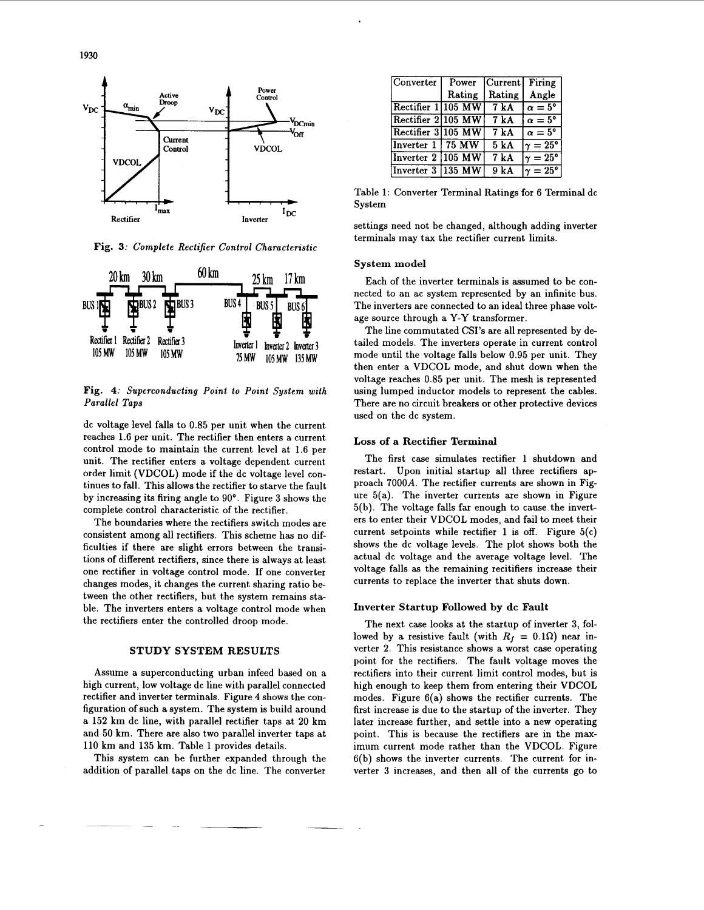Fig. 3: *Complete Rectifier Control Characteristic*

Fig. 4: *Superconducting Point to Point System with Parallel Taps*

dc voltage level falls to 0.85 per unit when the current reaches 1.6 per unit. The rectifier then enters a current control mode to maintain the current level at 1.6 per unit. The rectifier enters a voltage dependent current order limit (VDCOL) mode if the dc voltage level continues to fall. This allows the rectifier to starve the fault by increasing its firing angle to 90°. Figure 3 shows the complete control characteristic of the rectifier.

The boundaries where the rectifiers switch modes are consistent among all rectifiers. This scheme has no difficulties if there are slight errors between the transitions of different rectifiers, since there is always at least one rectifier in voltage control mode. If one converter changes modes, it changes the current sharing ratio between the other rectifiers, but the system remains stable. The inverters enters a voltage control mode when the rectifiers enter the controlled droop mode.

## STUDY SYSTEM RESULTS

Assume a superconducting urban infeed based on a high current, low voltage dc line with parallel connected rectifier and inverter terminals. Figure 4 shows the configuration of such a system. The system is build around a 152 km dc line, with parallel rectifier taps at 20 km and 50 km. There are also two parallel inverter taps at 110 km and 135 km. Table 1 provides details.

This system can be further expanded through the addition of parallel taps on the dc line. The converter

| Converter | Power Rating | Current Rating | Firing Angle |
|---|---|---|---|
| Rectifier 1 | 105 MW | 7 kA | $\alpha = 5°$ |
| Rectifier 2 | 105 MW | 7 kA | $\alpha = 5°$ |
| Rectifier 3 | 105 MW | 7 kA | $\alpha = 5°$ |
| Inverter 1 | 75 MW | 5 kA | $\gamma = 25°$ |
| Inverter 2 | 105 MW | 7 kA | $\gamma = 25°$ |
| Inverter 3 | 135 MW | 9 kA | $\gamma = 25°$ |

Table 1: Converter Terminal Ratings for 6 Terminal dc System

settings need not be changed, although adding inverter terminals may tax the rectifier current limits.

### System model

Each of the inverter terminals is assumed to be connected to an ac system represented by an infinite bus. The inverters are connected to an ideal three phase voltage source through a Y-Y transformer.

The line commutated CSI's are all represented by detailed models. The inverters operate in current control mode until the voltage falls below 0.95 per unit. They then enter a VDCOL mode, and shut down when the voltage reaches 0.85 per unit. The mesh is represented using lumped inductor models to represent the cables. There are no circuit breakers or other protective devices used on the dc system.

### Loss of a Rectifier Terminal

The first case simulates rectifier 1 shutdown and restart. Upon initial startup all three rectifiers approach 7000*A*. The rectifier currents are shown in Figure 5(a). The inverter currents are shown in Figure 5(b). The voltage falls far enough to cause the inverters to enter their VDCOL modes, and fail to meet their current setpoints while rectifier 1 is off. Figure 5(c) shows the dc voltage levels. The plot shows both the actual dc voltage and the average voltage level. The voltage falls as the remaining recitifiers increase their currents to replace the inverter that shuts down.

### Inverter Startup Followed by dc Fault

The next case looks at the startup of inverter 3, followed by a resistive fault (with $R_f = 0.1\Omega$) near inverter 2. This resistance shows a worst case operating point for the rectifiers. The fault voltage moves the rectifiers into their current limit control modes, but is high enough to keep them from entering their VDCOL modes. Figure 6(a) shows the rectifier currents. The first increase is due to the startup of the inverter. They later increase further, and settle into a new operating point. This is because the rectifiers are in the maximum current mode rather than the VDCOL. Figure 6(b) shows the inverter currents. The current for inverter 3 increases, and then all of the currents go to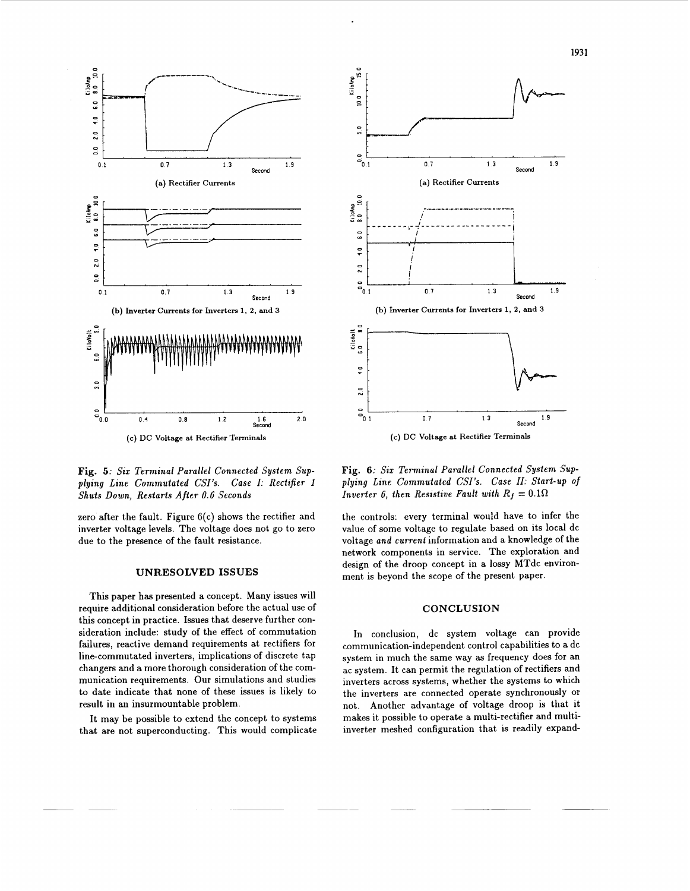(a) Rectifier Currents

(b) Inverter Currents for Inverters 1, 2, and 3

(c) DC Voltage at Rectifier Terminals

**Fig. 5**: *Six Terminal Parallel Connected System Supplying Line Commutated CSI's. Case I: Rectifier 1 Shuts Down, Restarts After 0.6 Seconds*

(a) Rectifier Currents

(b) Inverter Currents for Inverters 1, 2, and 3

(c) DC Voltage at Rectifier Terminals

**Fig. 6**: *Six Terminal Parallel Connected System Supplying Line Commutated CSI's. Case II: Start-up of Inverter 6, then Resistive Fault with $R_f = 0.1\Omega$*

zero after the fault. Figure 6(c) shows the rectifier and inverter voltage levels. The voltage does not go to zero due to the presence of the fault resistance.

## UNRESOLVED ISSUES

This paper has presented a concept. Many issues will require additional consideration before the actual use of this concept in practice. Issues that deserve further consideration include: study of the effect of commutation failures, reactive demand requirements at rectifiers for line-commutated inverters, implications of discrete tap changers and a more thorough consideration of the communication requirements. Our simulations and studies to date indicate that none of these issues is likely to result in an insurmountable problem.

It may be possible to extend the concept to systems that are not superconducting. This would complicate the controls: every terminal would have to infer the value of some voltage to regulate based on its local dc voltage *and current* information and a knowledge of the network components in service. The exploration and design of the droop concept in a lossy MTdc environment is beyond the scope of the present paper.

## CONCLUSION

In conclusion, dc system voltage can provide communication-independent control capabilities to a dc system in much the same way as frequency does for an ac system. It can permit the regulation of rectifiers and inverters across systems, whether the systems to which the inverters are connected operate synchronously or not. Another advantage of voltage droop is that it makes it possible to operate a multi-rectifier and multi-inverter meshed configuration that is readily expand-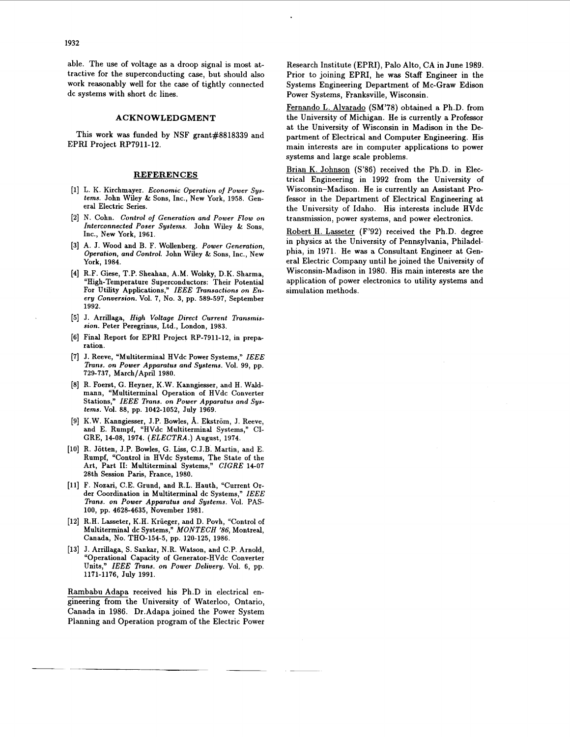able. The use of voltage as a droop signal is most attractive for the superconducting case, but should also work reasonably well for the case of tightly connected dc systems with short dc lines.

## ACKNOWLEDGMENT

This work was funded by NSF grant#8818339 and EPRI Project RP7911-12.

## REFERENCES

[1] L. K. Kirchmayer. *Economic Operation of Power Systems.* John Wiley & Sons, Inc., New York, 1958. General Electric Series.

[2] N. Cohn. *Control of Generation and Power Flow on Interconnected Poser Systems.* John Wiley & Sons, Inc., New York, 1961.

[3] A. J. Wood and B. F. Wollenberg. *Power Generation, Operation, and Control.* John Wiley & Sons, Inc., New York, 1984.

[4] R.F. Giese, T.P. Sheahan, A.M. Wolsky, D.K. Sharma, "High-Temperature Superconductors: Their Potential For Utility Applications," *IEEE Transactions on Energy Conversion.* Vol. 7, No. 3, pp. 589-597, September 1992.

[5] J. Arrillaga, *High Voltage Direct Current Transmission.* Peter Peregrinus, Ltd., London, 1983.

[6] Final Report for EPRI Project RP-7911-12, in preparation.

[7] J. Reeve, "Multiterminal HVdc Power Systems," *IEEE Trans. on Power Apparatus and Systems.* Vol. 99, pp. 729-737, March/April 1980.

[8] R. Foerst, G. Heyner, K.W. Kanngiesser, and H. Waldmann, "Multiterminal Operation of HVdc Converter Stations," *IEEE Trans. on Power Apparatus and Systems.* Vol. 88, pp. 1042-1052, July 1969.

[9] K.W. Kanngiesser, J.P. Bowles, Å. Ekström, J. Reeve, and E. Rumpf, "HVdc Multiterminal Systems," CIGRE, 14-08, 1974. (*ELECTRA.*) August, 1974.

[10] R. Jötten, J.P. Bowles, G. Liss, C.J.B. Martin, and E. Rumpf, "Control in HVdc Systems, The State of the Art, Part II: Multiterminal Systems," *CIGRE* 14-07 28th Session Paris, France, 1980.

[11] F. Nozari, C.E. Grund, and R.L. Hauth, "Current Order Coordination in Multiterminal dc Systems," *IEEE Trans. on Power Apparatus and Systems.* Vol. PAS-100, pp. 4628-4635, November 1981.

[12] R.H. Lasseter, K.H. Krüeger, and D. Povh, "Control of Multiterminal dc Systems," *MONTECH '86,* Montreal, Canada, No. THO-154-5, pp. 120-125, 1986.

[13] J. Arrillaga, S. Sankar, N.R. Watson, and C.P. Arnold, "Operational Capacity of Generator-HVdc Converter Units," *IEEE Trans. on Power Delivery.* Vol. 6, pp. 1171-1176, July 1991.

Rambabu Adapa received his Ph.D in electrical engineering from the University of Waterloo, Ontario, Canada in 1986. Dr.Adapa joined the Power System Planning and Operation program of the Electric Power Research Institute (EPRI), Palo Alto, CA in June 1989. Prior to joining EPRI, he was Staff Engineer in the Systems Engineering Department of Mc-Graw Edison Power Systems, Franksville, Wisconsin.

Fernando L. Alvarado (SM'78) obtained a Ph.D. from the University of Michigan. He is currently a Professor at the University of Wisconsin in Madison in the Department of Electrical and Computer Engineering. His main interests are in computer applications to power systems and large scale problems.

Brian K. Johnson (S'86) received the Ph.D. in Electrical Engineering in 1992 from the University of Wisconsin–Madison. He is currently an Assistant Professor in the Department of Electrical Engineering at the University of Idaho. His interests include HVdc transmission, power systems, and power electronics.

Robert H. Lasseter (F'92) received the Ph.D. degree in physics at the University of Pennsylvania, Philadelphia, in 1971. He was a Consultant Engineer at General Electric Company until he joined the University of Wisconsin-Madison in 1980. His main interests are the application of power electronics to utility systems and simulation methods.